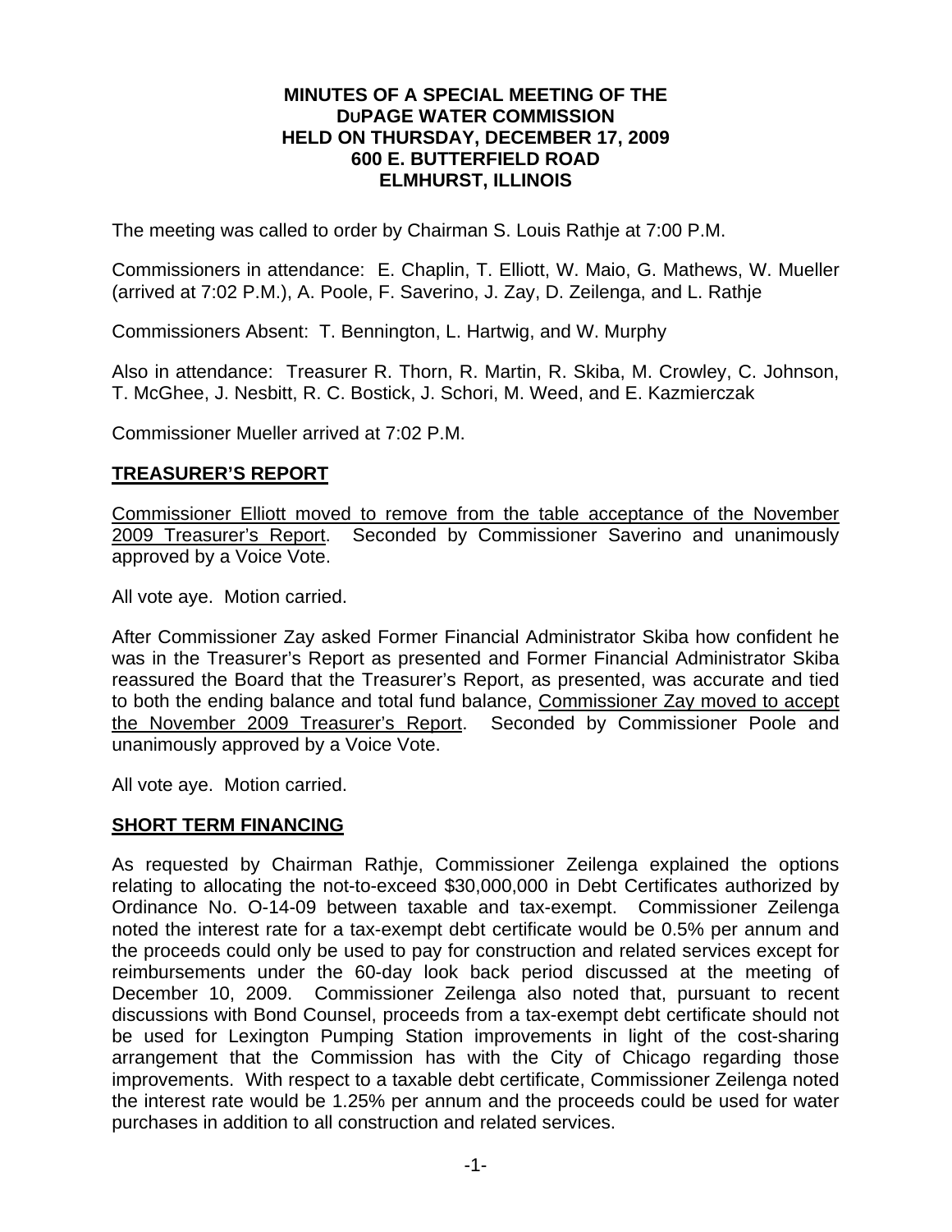**MINUTES OF A SPECIAL MEETING OF THE DUPAGE WATER COMMISSION HELD ON THURSDAY, DECEMBER 17, 2009 600 E. BUTTERFIELD ROAD ELMHURST, ILLINOIS**

The meeting was called to order by Chairman S. Louis Rathje at 7:00 P.M.

Commissioners in attendance: E. Chaplin, T. Elliott, W. Maio, G. Mathews, W. Mueller (arrived at 7:02 P.M.), A. Poole, F. Saverino, J. Zay, D. Zeilenga, and L. Rathje

Commissioners Absent: T. Bennington, L. Hartwig, and W. Murphy

Also in attendance: Treasurer R. Thorn, R. Martin, R. Skiba, M. Crowley, C. Johnson, T. McGhee, J. Nesbitt, R. C. Bostick, J. Schori, M. Weed, and E. Kazmierczak

Commissioner Mueller arrived at 7:02 P.M.

## TREASURER'S REPORT

Commissioner Elliott moved to remove from the table acceptance of the November 2009 Treasurer's Report. Seconded by Commissioner Saverino and unanimously approved by a Voice Vote.

All vote aye. Motion carried.

After Commissioner Zay asked Former Financial Administrator Skiba how confident he was in the Treasurer's Report as presented and Former Financial Administrator Skiba reassured the Board that the Treasurer's Report, as presented, was accurate and tied to both the ending balance and total fund balance, Commissioner Zay moved to accept the November 2009 Treasurer's Report. Seconded by Commissioner Poole and unanimously approved by a Voice Vote.

All vote aye. Motion carried.

## SHORT TERM FINANCING

As requested by Chairman Rathje, Commissioner Zeilenga explained the options relating to allocating the not-to-exceed $30,000,000 in Debt Certificates authorized by Ordinance No. O-14-09 between taxable and tax-exempt. Commissioner Zeilenga noted the interest rate for a tax-exempt debt certificate would be 0.5% per annum and the proceeds could only be used to pay for construction and related services except for reimbursements under the 60-day look back period discussed at the meeting of December 10, 2009. Commissioner Zeilenga also noted that, pursuant to recent discussions with Bond Counsel, proceeds from a tax-exempt debt certificate should not be used for Lexington Pumping Station improvements in light of the cost-sharing arrangement that the Commission has with the City of Chicago regarding those improvements. With respect to a taxable debt certificate, Commissioner Zeilenga noted the interest rate would be 1.25% per annum and the proceeds could be used for water purchases in addition to all construction and related services.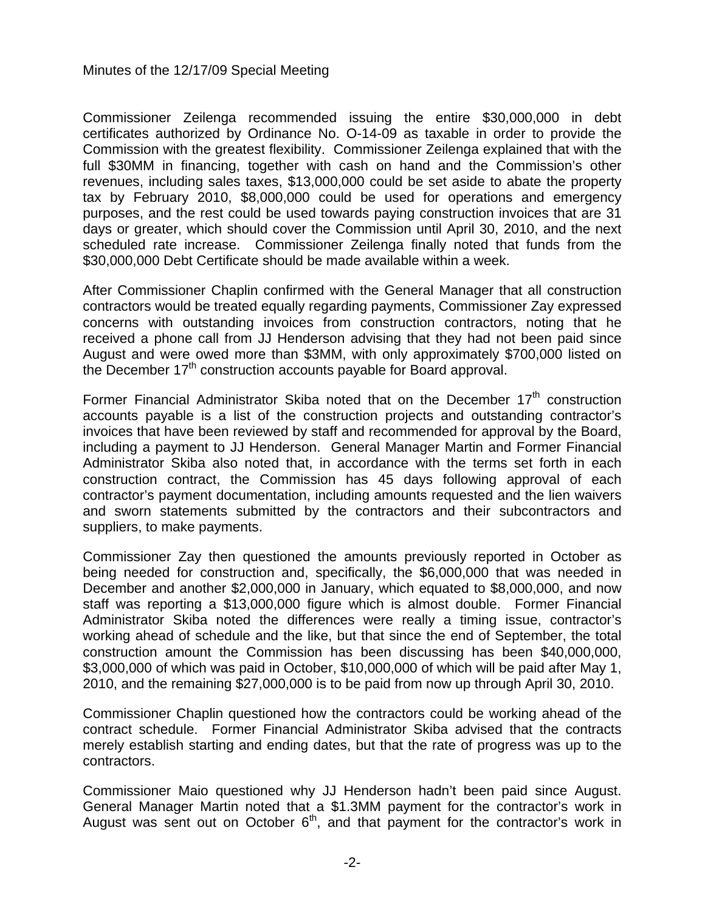Minutes of the 12/17/09 Special Meeting

Commissioner Zeilenga recommended issuing the entire $30,000,000 in debt certificates authorized by Ordinance No. O-14-09 as taxable in order to provide the Commission with the greatest flexibility. Commissioner Zeilenga explained that with the full $30MM in financing, together with cash on hand and the Commission's other revenues, including sales taxes, $13,000,000 could be set aside to abate the property tax by February 2010, $8,000,000 could be used for operations and emergency purposes, and the rest could be used towards paying construction invoices that are 31 days or greater, which should cover the Commission until April 30, 2010, and the next scheduled rate increase. Commissioner Zeilenga finally noted that funds from the $30,000,000 Debt Certificate should be made available within a week.

After Commissioner Chaplin confirmed with the General Manager that all construction contractors would be treated equally regarding payments, Commissioner Zay expressed concerns with outstanding invoices from construction contractors, noting that he received a phone call from JJ Henderson advising that they had not been paid since August and were owed more than $3MM, with only approximately $700,000 listed on the December 17th construction accounts payable for Board approval.

Former Financial Administrator Skiba noted that on the December 17th construction accounts payable is a list of the construction projects and outstanding contractor's invoices that have been reviewed by staff and recommended for approval by the Board, including a payment to JJ Henderson. General Manager Martin and Former Financial Administrator Skiba also noted that, in accordance with the terms set forth in each construction contract, the Commission has 45 days following approval of each contractor's payment documentation, including amounts requested and the lien waivers and sworn statements submitted by the contractors and their subcontractors and suppliers, to make payments.

Commissioner Zay then questioned the amounts previously reported in October as being needed for construction and, specifically, the $6,000,000 that was needed in December and another $2,000,000 in January, which equated to $8,000,000, and now staff was reporting a $13,000,000 figure which is almost double. Former Financial Administrator Skiba noted the differences were really a timing issue, contractor's working ahead of schedule and the like, but that since the end of September, the total construction amount the Commission has been discussing has been $40,000,000, $3,000,000 of which was paid in October, $10,000,000 of which will be paid after May 1, 2010, and the remaining $27,000,000 is to be paid from now up through April 30, 2010.

Commissioner Chaplin questioned how the contractors could be working ahead of the contract schedule. Former Financial Administrator Skiba advised that the contracts merely establish starting and ending dates, but that the rate of progress was up to the contractors.

Commissioner Maio questioned why JJ Henderson hadn't been paid since August. General Manager Martin noted that a $1.3MM payment for the contractor's work in August was sent out on October 6th, and that payment for the contractor's work in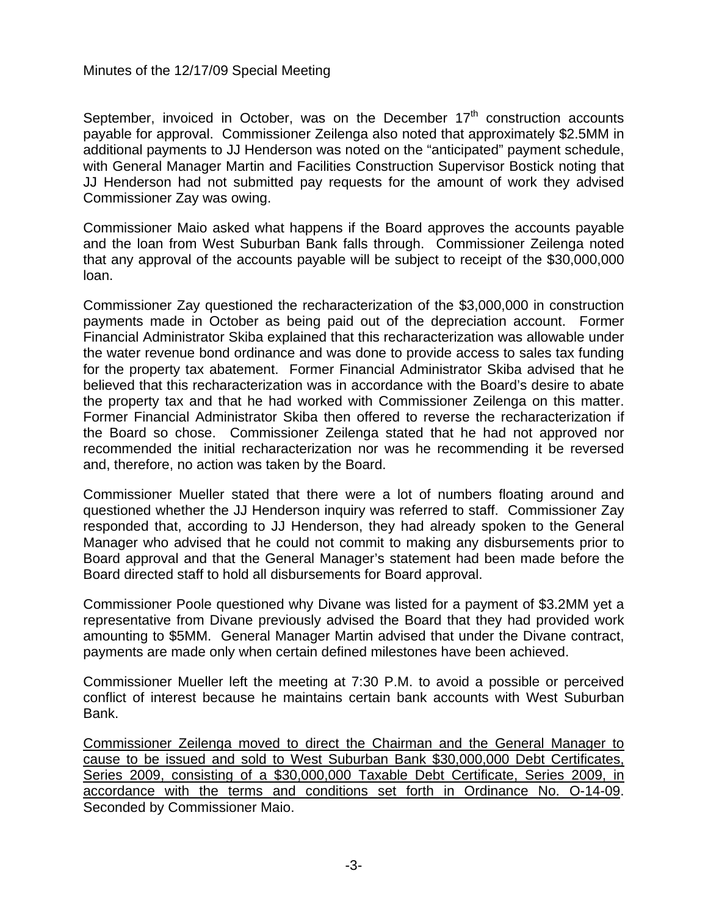September, invoiced in October, was on the December 17th construction accounts payable for approval. Commissioner Zeilenga also noted that approximately $2.5MM in additional payments to JJ Henderson was noted on the "anticipated" payment schedule, with General Manager Martin and Facilities Construction Supervisor Bostick noting that JJ Henderson had not submitted pay requests for the amount of work they advised Commissioner Zay was owing.

Commissioner Maio asked what happens if the Board approves the accounts payable and the loan from West Suburban Bank falls through. Commissioner Zeilenga noted that any approval of the accounts payable will be subject to receipt of the $30,000,000 loan.

Commissioner Zay questioned the recharacterization of the $3,000,000 in construction payments made in October as being paid out of the depreciation account. Former Financial Administrator Skiba explained that this recharacterization was allowable under the water revenue bond ordinance and was done to provide access to sales tax funding for the property tax abatement. Former Financial Administrator Skiba advised that he believed that this recharacterization was in accordance with the Board's desire to abate the property tax and that he had worked with Commissioner Zeilenga on this matter. Former Financial Administrator Skiba then offered to reverse the recharacterization if the Board so chose. Commissioner Zeilenga stated that he had not approved nor recommended the initial recharacterization nor was he recommending it be reversed and, therefore, no action was taken by the Board.

Commissioner Mueller stated that there were a lot of numbers floating around and questioned whether the JJ Henderson inquiry was referred to staff. Commissioner Zay responded that, according to JJ Henderson, they had already spoken to the General Manager who advised that he could not commit to making any disbursements prior to Board approval and that the General Manager's statement had been made before the Board directed staff to hold all disbursements for Board approval.

Commissioner Poole questioned why Divane was listed for a payment of $3.2MM yet a representative from Divane previously advised the Board that they had provided work amounting to $5MM. General Manager Martin advised that under the Divane contract, payments are made only when certain defined milestones have been achieved.

Commissioner Mueller left the meeting at 7:30 P.M. to avoid a possible or perceived conflict of interest because he maintains certain bank accounts with West Suburban Bank.

<u>Commissioner Zeilenga moved to direct the Chairman and the General Manager to cause to be issued and sold to West Suburban Bank $30,000,000 Debt Certificates, Series 2009, consisting of a $30,000,000 Taxable Debt Certificate, Series 2009, in accordance with the terms and conditions set forth in Ordinance No. O-14-09</u>. Seconded by Commissioner Maio.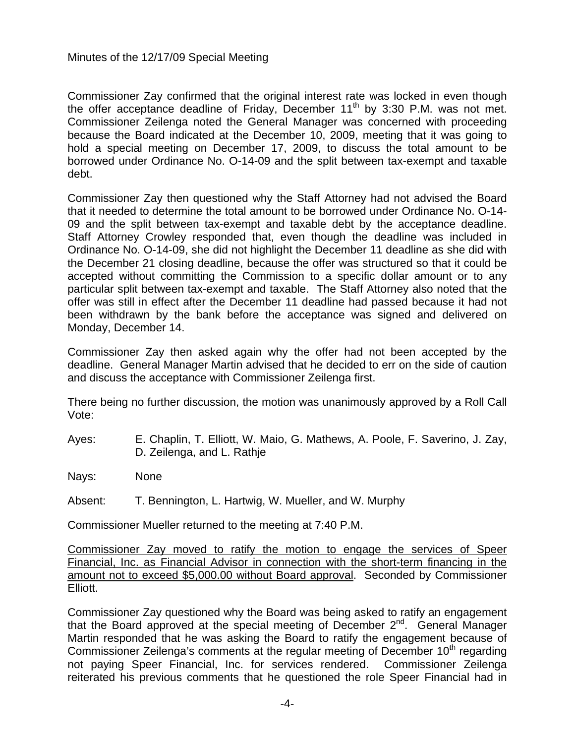Minutes of the 12/17/09 Special Meeting

Commissioner Zay confirmed that the original interest rate was locked in even though the offer acceptance deadline of Friday, December 11th by 3:30 P.M. was not met. Commissioner Zeilenga noted the General Manager was concerned with proceeding because the Board indicated at the December 10, 2009, meeting that it was going to hold a special meeting on December 17, 2009, to discuss the total amount to be borrowed under Ordinance No. O-14-09 and the split between tax-exempt and taxable debt.

Commissioner Zay then questioned why the Staff Attorney had not advised the Board that it needed to determine the total amount to be borrowed under Ordinance No. O-14-09 and the split between tax-exempt and taxable debt by the acceptance deadline. Staff Attorney Crowley responded that, even though the deadline was included in Ordinance No. O-14-09, she did not highlight the December 11 deadline as she did with the December 21 closing deadline, because the offer was structured so that it could be accepted without committing the Commission to a specific dollar amount or to any particular split between tax-exempt and taxable. The Staff Attorney also noted that the offer was still in effect after the December 11 deadline had passed because it had not been withdrawn by the bank before the acceptance was signed and delivered on Monday, December 14.

Commissioner Zay then asked again why the offer had not been accepted by the deadline. General Manager Martin advised that he decided to err on the side of caution and discuss the acceptance with Commissioner Zeilenga first.

There being no further discussion, the motion was unanimously approved by a Roll Call Vote:

Ayes: E. Chaplin, T. Elliott, W. Maio, G. Mathews, A. Poole, F. Saverino, J. Zay, D. Zeilenga, and L. Rathje

Nays: None

Absent: T. Bennington, L. Hartwig, W. Mueller, and W. Murphy

Commissioner Mueller returned to the meeting at 7:40 P.M.

Commissioner Zay moved to ratify the motion to engage the services of Speer Financial, Inc. as Financial Advisor in connection with the short-term financing in the amount not to exceed $5,000.00 without Board approval. Seconded by Commissioner Elliott.

Commissioner Zay questioned why the Board was being asked to ratify an engagement that the Board approved at the special meeting of December 2nd. General Manager Martin responded that he was asking the Board to ratify the engagement because of Commissioner Zeilenga's comments at the regular meeting of December 10th regarding not paying Speer Financial, Inc. for services rendered. Commissioner Zeilenga reiterated his previous comments that he questioned the role Speer Financial had in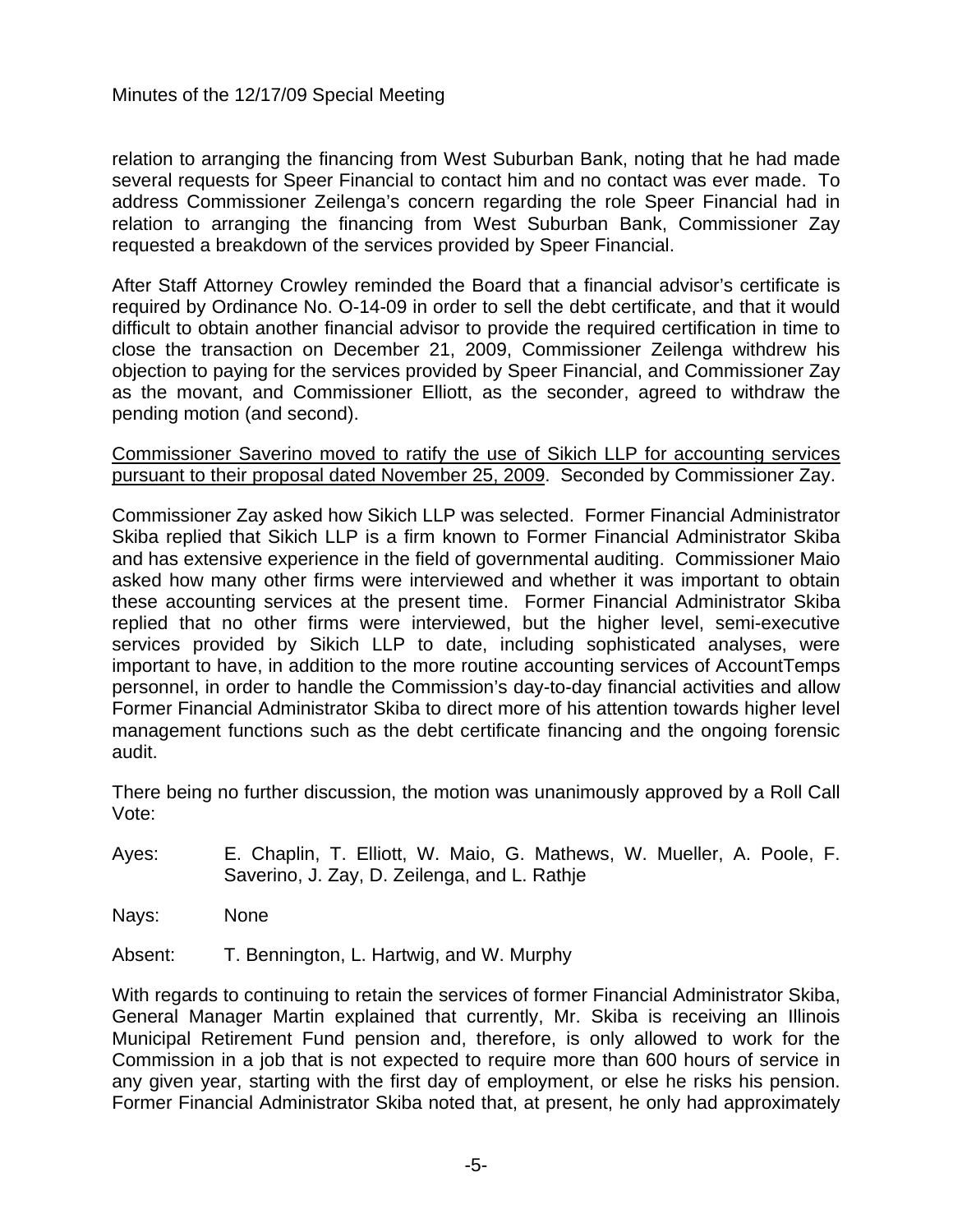relation to arranging the financing from West Suburban Bank, noting that he had made several requests for Speer Financial to contact him and no contact was ever made. To address Commissioner Zeilenga's concern regarding the role Speer Financial had in relation to arranging the financing from West Suburban Bank, Commissioner Zay requested a breakdown of the services provided by Speer Financial.

After Staff Attorney Crowley reminded the Board that a financial advisor's certificate is required by Ordinance No. O-14-09 in order to sell the debt certificate, and that it would difficult to obtain another financial advisor to provide the required certification in time to close the transaction on December 21, 2009, Commissioner Zeilenga withdrew his objection to paying for the services provided by Speer Financial, and Commissioner Zay as the movant, and Commissioner Elliott, as the seconder, agreed to withdraw the pending motion (and second).

<u>Commissioner Saverino moved to ratify the use of Sikich LLP for accounting services pursuant to their proposal dated November 25, 2009</u>. Seconded by Commissioner Zay.

Commissioner Zay asked how Sikich LLP was selected. Former Financial Administrator Skiba replied that Sikich LLP is a firm known to Former Financial Administrator Skiba and has extensive experience in the field of governmental auditing. Commissioner Maio asked how many other firms were interviewed and whether it was important to obtain these accounting services at the present time. Former Financial Administrator Skiba replied that no other firms were interviewed, but the higher level, semi-executive services provided by Sikich LLP to date, including sophisticated analyses, were important to have, in addition to the more routine accounting services of AccountTemps personnel, in order to handle the Commission's day-to-day financial activities and allow Former Financial Administrator Skiba to direct more of his attention towards higher level management functions such as the debt certificate financing and the ongoing forensic audit.

There being no further discussion, the motion was unanimously approved by a Roll Call Vote:

Ayes: E. Chaplin, T. Elliott, W. Maio, G. Mathews, W. Mueller, A. Poole, F. Saverino, J. Zay, D. Zeilenga, and L. Rathje

Nays: None

Absent: T. Bennington, L. Hartwig, and W. Murphy

With regards to continuing to retain the services of former Financial Administrator Skiba, General Manager Martin explained that currently, Mr. Skiba is receiving an Illinois Municipal Retirement Fund pension and, therefore, is only allowed to work for the Commission in a job that is not expected to require more than 600 hours of service in any given year, starting with the first day of employment, or else he risks his pension. Former Financial Administrator Skiba noted that, at present, he only had approximately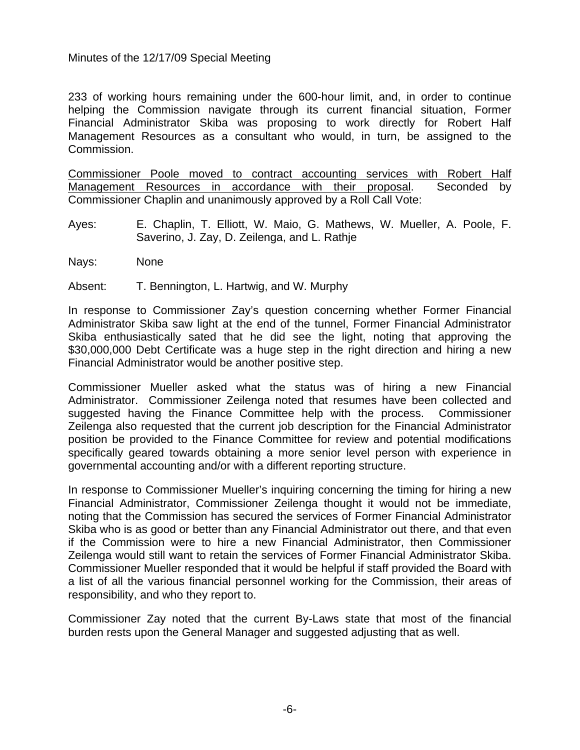233 of working hours remaining under the 600-hour limit, and, in order to continue helping the Commission navigate through its current financial situation, Former Financial Administrator Skiba was proposing to work directly for Robert Half Management Resources as a consultant who would, in turn, be assigned to the Commission.

<u>Commissioner Poole moved to contract accounting services with Robert Half Management Resources in accordance with their proposal</u>. Seconded by Commissioner Chaplin and unanimously approved by a Roll Call Vote:

Ayes: E. Chaplin, T. Elliott, W. Maio, G. Mathews, W. Mueller, A. Poole, F. Saverino, J. Zay, D. Zeilenga, and L. Rathje

Nays: None

Absent: T. Bennington, L. Hartwig, and W. Murphy

In response to Commissioner Zay's question concerning whether Former Financial Administrator Skiba saw light at the end of the tunnel, Former Financial Administrator Skiba enthusiastically sated that he did see the light, noting that approving the $30,000,000 Debt Certificate was a huge step in the right direction and hiring a new Financial Administrator would be another positive step.

Commissioner Mueller asked what the status was of hiring a new Financial Administrator. Commissioner Zeilenga noted that resumes have been collected and suggested having the Finance Committee help with the process. Commissioner Zeilenga also requested that the current job description for the Financial Administrator position be provided to the Finance Committee for review and potential modifications specifically geared towards obtaining a more senior level person with experience in governmental accounting and/or with a different reporting structure.

In response to Commissioner Mueller's inquiring concerning the timing for hiring a new Financial Administrator, Commissioner Zeilenga thought it would not be immediate, noting that the Commission has secured the services of Former Financial Administrator Skiba who is as good or better than any Financial Administrator out there, and that even if the Commission were to hire a new Financial Administrator, then Commissioner Zeilenga would still want to retain the services of Former Financial Administrator Skiba. Commissioner Mueller responded that it would be helpful if staff provided the Board with a list of all the various financial personnel working for the Commission, their areas of responsibility, and who they report to.

Commissioner Zay noted that the current By-Laws state that most of the financial burden rests upon the General Manager and suggested adjusting that as well.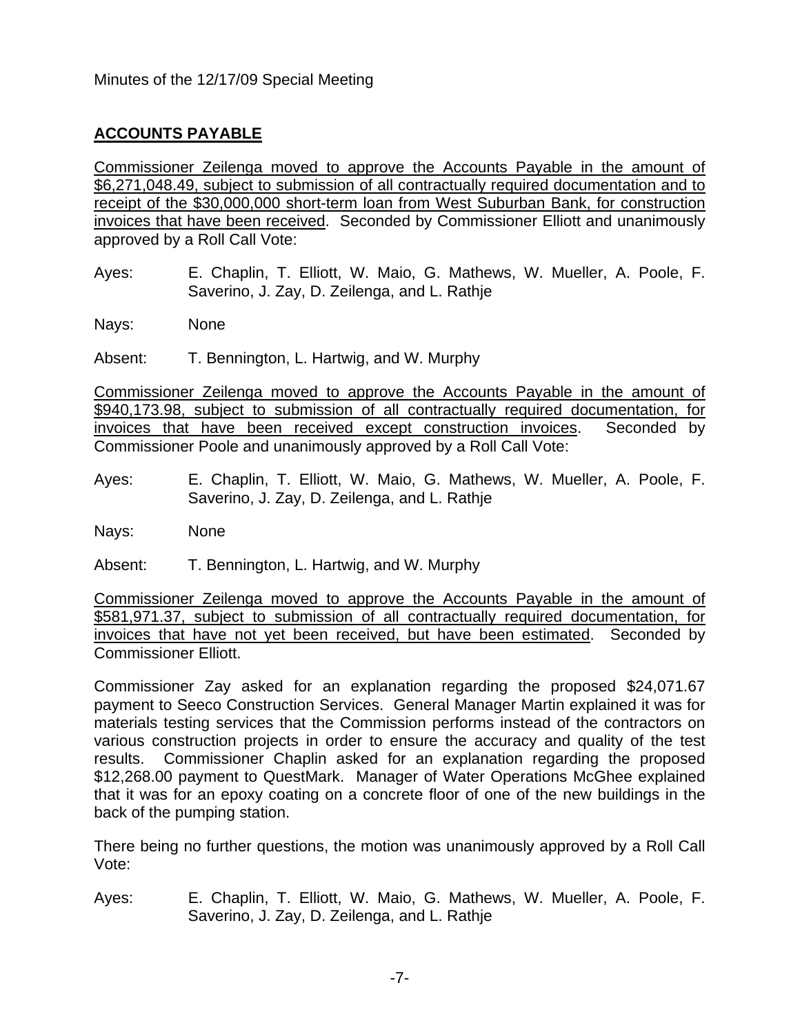Minutes of the 12/17/09 Special Meeting

## **ACCOUNTS PAYABLE**

<u>Commissioner Zeilenga moved to approve the Accounts Payable in the amount of $6,271,048.49, subject to submission of all contractually required documentation and to receipt of the $30,000,000 short-term loan from West Suburban Bank, for construction invoices that have been received</u>. Seconded by Commissioner Elliott and unanimously approved by a Roll Call Vote:

Ayes: E. Chaplin, T. Elliott, W. Maio, G. Mathews, W. Mueller, A. Poole, F. Saverino, J. Zay, D. Zeilenga, and L. Rathje

Nays: None

Absent: T. Bennington, L. Hartwig, and W. Murphy

<u>Commissioner Zeilenga moved to approve the Accounts Payable in the amount of $940,173.98, subject to submission of all contractually required documentation, for invoices that have been received except construction invoices</u>. Seconded by Commissioner Poole and unanimously approved by a Roll Call Vote:

Ayes: E. Chaplin, T. Elliott, W. Maio, G. Mathews, W. Mueller, A. Poole, F. Saverino, J. Zay, D. Zeilenga, and L. Rathje

Nays: None

Absent: T. Bennington, L. Hartwig, and W. Murphy

<u>Commissioner Zeilenga moved to approve the Accounts Payable in the amount of $581,971.37, subject to submission of all contractually required documentation, for invoices that have not yet been received, but have been estimated</u>. Seconded by Commissioner Elliott.

Commissioner Zay asked for an explanation regarding the proposed $24,071.67 payment to Seeco Construction Services. General Manager Martin explained it was for materials testing services that the Commission performs instead of the contractors on various construction projects in order to ensure the accuracy and quality of the test results. Commissioner Chaplin asked for an explanation regarding the proposed $12,268.00 payment to QuestMark. Manager of Water Operations McGhee explained that it was for an epoxy coating on a concrete floor of one of the new buildings in the back of the pumping station.

There being no further questions, the motion was unanimously approved by a Roll Call Vote:

Ayes: E. Chaplin, T. Elliott, W. Maio, G. Mathews, W. Mueller, A. Poole, F. Saverino, J. Zay, D. Zeilenga, and L. Rathje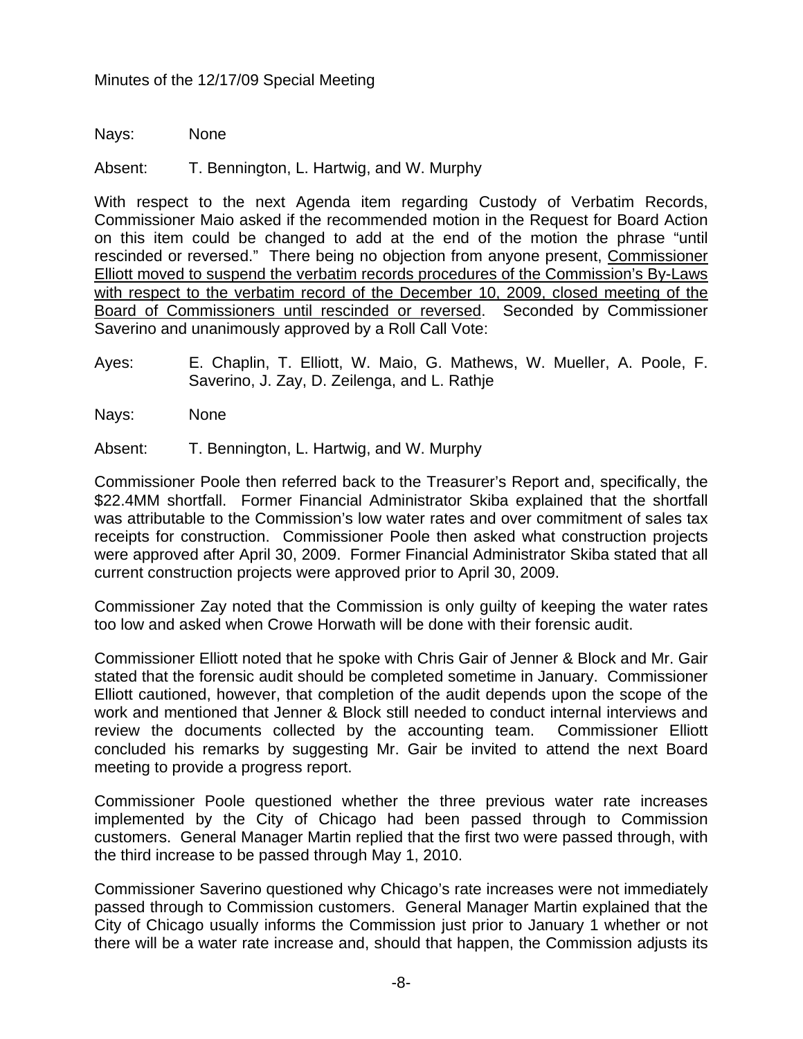Nays: None

Absent: T. Bennington, L. Hartwig, and W. Murphy

With respect to the next Agenda item regarding Custody of Verbatim Records, Commissioner Maio asked if the recommended motion in the Request for Board Action on this item could be changed to add at the end of the motion the phrase "until rescinded or reversed." There being no objection from anyone present, Commissioner Elliott moved to suspend the verbatim records procedures of the Commission's By-Laws with respect to the verbatim record of the December 10, 2009, closed meeting of the Board of Commissioners until rescinded or reversed. Seconded by Commissioner Saverino and unanimously approved by a Roll Call Vote:

Ayes: E. Chaplin, T. Elliott, W. Maio, G. Mathews, W. Mueller, A. Poole, F. Saverino, J. Zay, D. Zeilenga, and L. Rathje

Nays: None

Absent: T. Bennington, L. Hartwig, and W. Murphy

Commissioner Poole then referred back to the Treasurer's Report and, specifically, the $22.4MM shortfall. Former Financial Administrator Skiba explained that the shortfall was attributable to the Commission's low water rates and over commitment of sales tax receipts for construction. Commissioner Poole then asked what construction projects were approved after April 30, 2009. Former Financial Administrator Skiba stated that all current construction projects were approved prior to April 30, 2009.

Commissioner Zay noted that the Commission is only guilty of keeping the water rates too low and asked when Crowe Horwath will be done with their forensic audit.

Commissioner Elliott noted that he spoke with Chris Gair of Jenner & Block and Mr. Gair stated that the forensic audit should be completed sometime in January. Commissioner Elliott cautioned, however, that completion of the audit depends upon the scope of the work and mentioned that Jenner & Block still needed to conduct internal interviews and review the documents collected by the accounting team. Commissioner Elliott concluded his remarks by suggesting Mr. Gair be invited to attend the next Board meeting to provide a progress report.

Commissioner Poole questioned whether the three previous water rate increases implemented by the City of Chicago had been passed through to Commission customers. General Manager Martin replied that the first two were passed through, with the third increase to be passed through May 1, 2010.

Commissioner Saverino questioned why Chicago's rate increases were not immediately passed through to Commission customers. General Manager Martin explained that the City of Chicago usually informs the Commission just prior to January 1 whether or not there will be a water rate increase and, should that happen, the Commission adjusts its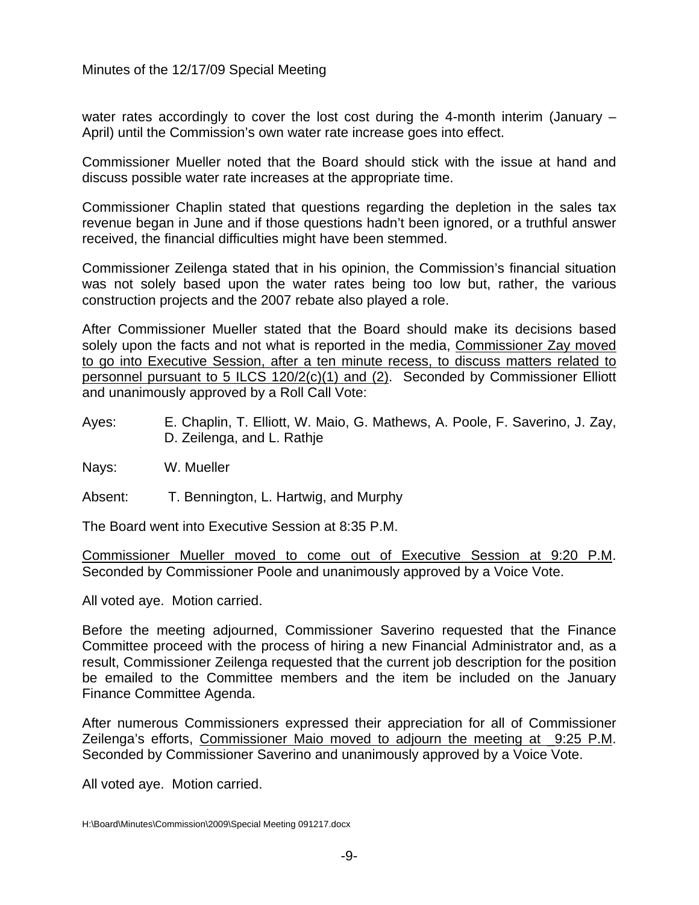water rates accordingly to cover the lost cost during the 4-month interim (January – April) until the Commission's own water rate increase goes into effect.

Commissioner Mueller noted that the Board should stick with the issue at hand and discuss possible water rate increases at the appropriate time.

Commissioner Chaplin stated that questions regarding the depletion in the sales tax revenue began in June and if those questions hadn't been ignored, or a truthful answer received, the financial difficulties might have been stemmed.

Commissioner Zeilenga stated that in his opinion, the Commission's financial situation was not solely based upon the water rates being too low but, rather, the various construction projects and the 2007 rebate also played a role.

After Commissioner Mueller stated that the Board should make its decisions based solely upon the facts and not what is reported in the media, <u>Commissioner Zay moved to go into Executive Session, after a ten minute recess, to discuss matters related to personnel pursuant to 5 ILCS 120/2(c)(1) and (2)</u>. Seconded by Commissioner Elliott and unanimously approved by a Roll Call Vote:

Ayes: E. Chaplin, T. Elliott, W. Maio, G. Mathews, A. Poole, F. Saverino, J. Zay, D. Zeilenga, and L. Rathje

Nays: W. Mueller

Absent: T. Bennington, L. Hartwig, and Murphy

The Board went into Executive Session at 8:35 P.M.

<u>Commissioner Mueller moved to come out of Executive Session at 9:20 P.M</u>. Seconded by Commissioner Poole and unanimously approved by a Voice Vote.

All voted aye. Motion carried.

Before the meeting adjourned, Commissioner Saverino requested that the Finance Committee proceed with the process of hiring a new Financial Administrator and, as a result, Commissioner Zeilenga requested that the current job description for the position be emailed to the Committee members and the item be included on the January Finance Committee Agenda.

After numerous Commissioners expressed their appreciation for all of Commissioner Zeilenga's efforts, <u>Commissioner Maio moved to adjourn the meeting at _9:25 P.M</u>. Seconded by Commissioner Saverino and unanimously approved by a Voice Vote.

All voted aye. Motion carried.

H:\Board\Minutes\Commission\2009\Special Meeting 091217.docx